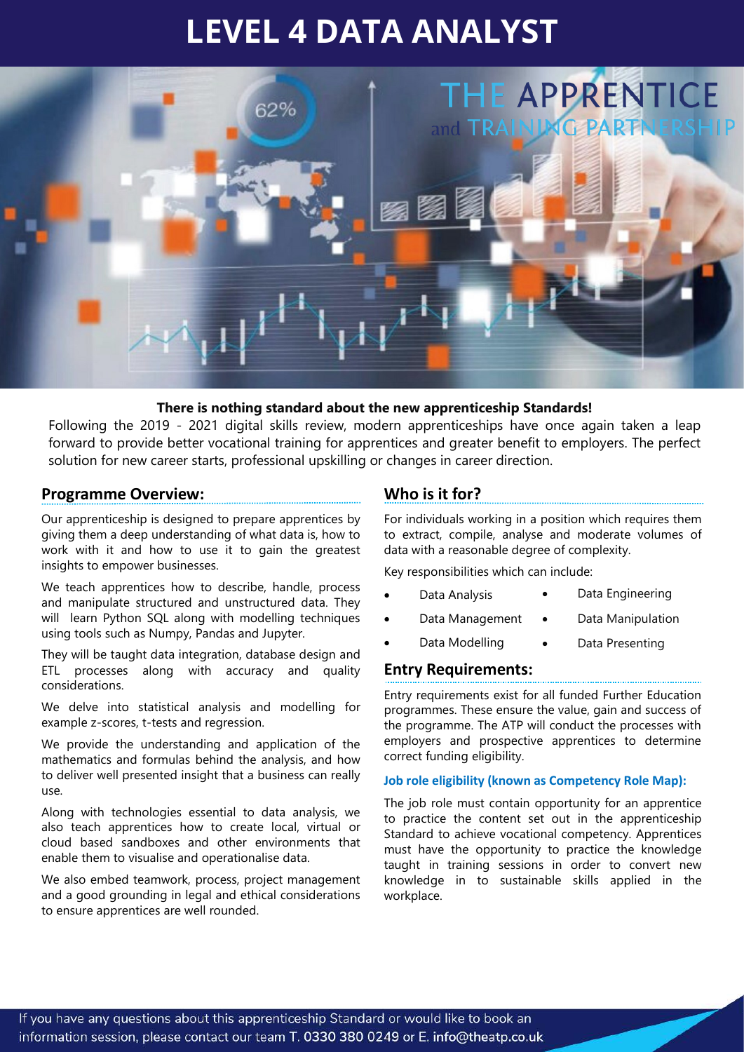# LEVEL 4 DATA ANALYST

**There is nothing standard about the new apprenticeship Standards!**

Following the 2019 - 2021 digital skills review, modern apprenticeships have once again taken a leap forward to provide better vocational training for apprentices and greater benefit to employers. The perfect solution for new career starts, professional upskilling or changes in career direction.

## Programme Overview:

Our apprenticeship is designed to prepare apprentices by giving them a deep understanding of what data is, how to work with it and how to use it to gain the greatest insights to empower businesses.

We teach apprentices how to describe, handle, process and manipulate structured and unstructured data. They will learn Python SQL along with modelling techniques using tools such as Numpy, Pandas and Jupyter.

They will be taught data integration, database design and ETL processes along with accuracy and quality considerations.

We delve into statistical analysis and modelling for example z-scores, t-tests and regression.

We provide the understanding and application of the mathematics and formulas behind the analysis, and how to deliver well presented insight that a business can really use.

Along with technologies essential to data analysis, we also teach apprentices how to create local, virtual or cloud based sandboxes and other environments that enable them to visualise and operationalise data.

We also embed teamwork, process, project management and a good grounding in legal and ethical considerations to ensure apprentices are well rounded.

## Who is it for?

For individuals working in a position which requires them to extract, compile, analyse and moderate volumes of data with a reasonable degree of complexity.

Key responsibilities which can include:

- Data Analysis
- Data Engineering
- Data Management
- Data Manipulation
- Data Modelling
- Data Presenting

## Entry Requirements:

Entry requirements exist for all funded Further Education programmes. These ensure the value, gain and success of the programme. The ATP will conduct the processes with employers and prospective apprentices to determine correct funding eligibility.

### Job role eligibility (known as Competency Role Map):

The job role must contain opportunity for an apprentice to practice the content set out in the apprenticeship Standard to achieve vocational competency. Apprentices must have the opportunity to practice the knowledge taught in training sessions in order to convert new knowledge in to sustainable skills applied in the workplace.

If you have any questions about this apprenticeship Standard or would like to book an information session, please contact our team T. 0330 380 0249 or E. info@theatp.co.uk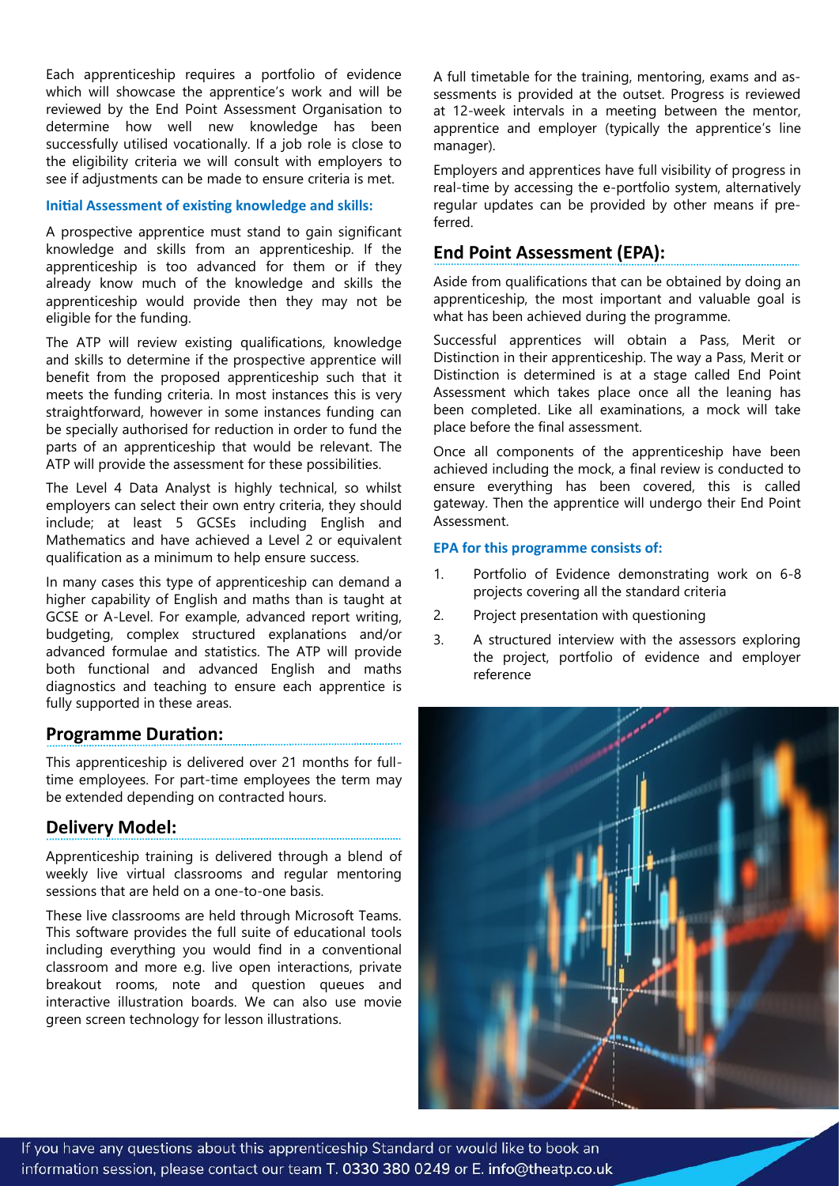Each apprenticeship requires a portfolio of evidence which will showcase the apprentice's work and will be reviewed by the End Point Assessment Organisation to determine how well new knowledge has been successfully utilised vocationally. If a job role is close to the eligibility criteria we will consult with employers to see if adjustments can be made to ensure criteria is met.

### Initial Assessment of existing knowledge and skills:

A prospective apprentice must stand to gain significant knowledge and skills from an apprenticeship. If the apprenticeship is too advanced for them or if they already know much of the knowledge and skills the apprenticeship would provide then they may not be eligible for the funding.

The ATP will review existing qualifications, knowledge and skills to determine if the prospective apprentice will benefit from the proposed apprenticeship such that it meets the funding criteria. In most instances this is very straightforward, however in some instances funding can be specially authorised for reduction in order to fund the parts of an apprenticeship that would be relevant. The ATP will provide the assessment for these possibilities.

The Level 4 Data Analyst is highly technical, so whilst employers can select their own entry criteria, they should include; at least 5 GCSEs including English and Mathematics and have achieved a Level 2 or equivalent qualification as a minimum to help ensure success.

In many cases this type of apprenticeship can demand a higher capability of English and maths than is taught at GCSE or A-Level. For example, advanced report writing, budgeting, complex structured explanations and/or advanced formulae and statistics. The ATP will provide both functional and advanced English and maths diagnostics and teaching to ensure each apprentice is fully supported in these areas.

## Programme Duration:

This apprenticeship is delivered over 21 months for full-time employees. For part-time employees the term may be extended depending on contracted hours.

## Delivery Model:

Apprenticeship training is delivered through a blend of weekly live virtual classrooms and regular mentoring sessions that are held on a one-to-one basis.

These live classrooms are held through Microsoft Teams. This software provides the full suite of educational tools including everything you would find in a conventional classroom and more e.g. live open interactions, private breakout rooms, note and question queues and interactive illustration boards. We can also use movie green screen technology for lesson illustrations.

A full timetable for the training, mentoring, exams and assessments is provided at the outset. Progress is reviewed at 12-week intervals in a meeting between the mentor, apprentice and employer (typically the apprentice's line manager).

Employers and apprentices have full visibility of progress in real-time by accessing the e-portfolio system, alternatively regular updates can be provided by other means if preferred.

## End Point Assessment (EPA):

Aside from qualifications that can be obtained by doing an apprenticeship, the most important and valuable goal is what has been achieved during the programme.

Successful apprentices will obtain a Pass, Merit or Distinction in their apprenticeship. The way a Pass, Merit or Distinction is determined is at a stage called End Point Assessment which takes place once all the leaning has been completed. Like all examinations, a mock will take place before the final assessment.

Once all components of the apprenticeship have been achieved including the mock, a final review is conducted to ensure everything has been covered, this is called gateway. Then the apprentice will undergo their End Point Assessment.

### EPA for this programme consists of:

1. Portfolio of Evidence demonstrating work on 6-8 projects covering all the standard criteria
2. Project presentation with questioning
3. A structured interview with the assessors exploring the project, portfolio of evidence and employer reference

If you have any questions about this apprenticeship Standard or would like to book an information session, please contact our team T. 0330 380 0249 or E. info@theatp.co.uk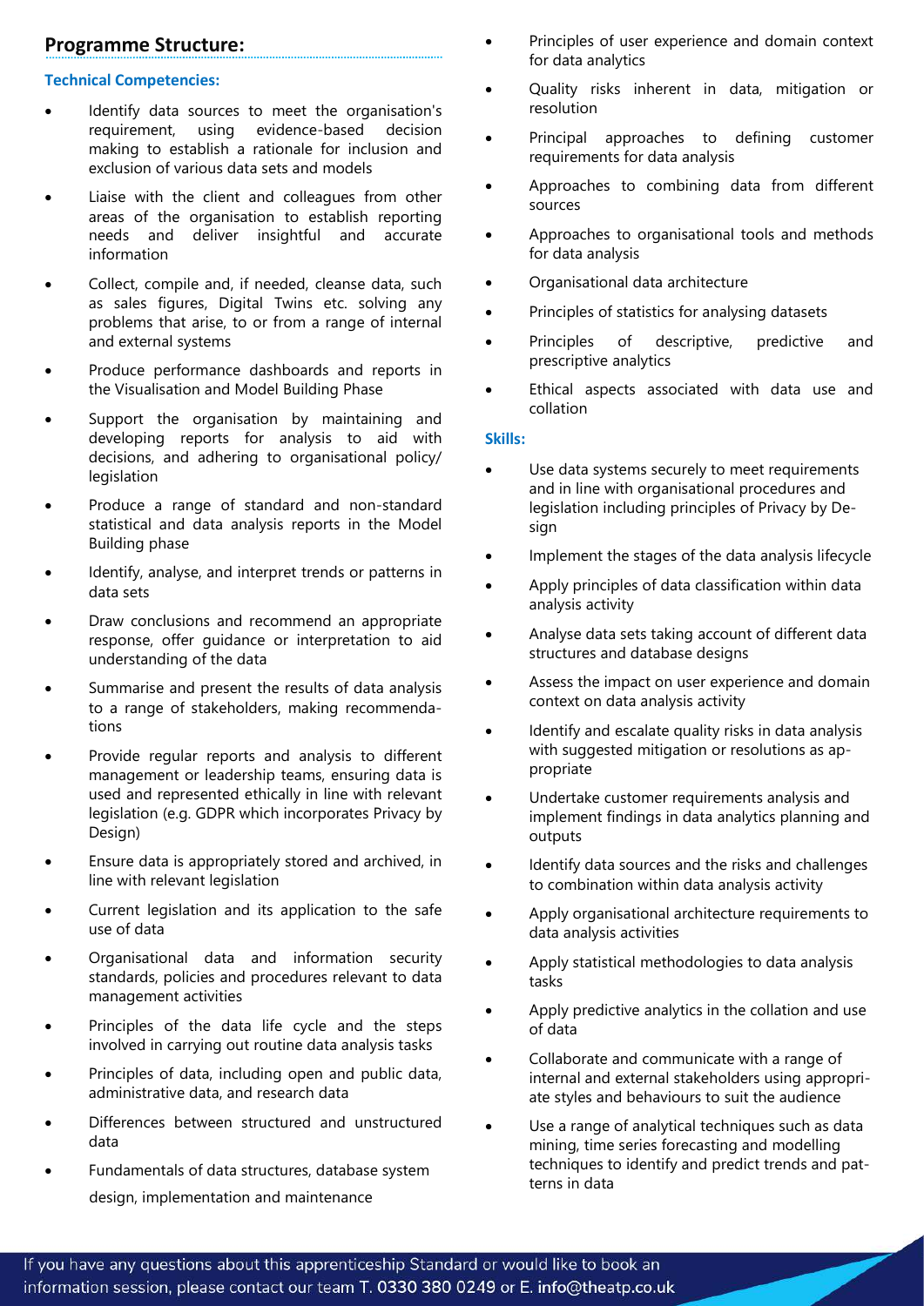## Programme Structure:

### Technical Competencies:

- Identify data sources to meet the organisation's requirement, using evidence-based decision making to establish a rationale for inclusion and exclusion of various data sets and models
- Liaise with the client and colleagues from other areas of the organisation to establish reporting needs and deliver insightful and accurate information
- Collect, compile and, if needed, cleanse data, such as sales figures, Digital Twins etc. solving any problems that arise, to or from a range of internal and external systems
- Produce performance dashboards and reports in the Visualisation and Model Building Phase
- Support the organisation by maintaining and developing reports for analysis to aid with decisions, and adhering to organisational policy/ legislation
- Produce a range of standard and non-standard statistical and data analysis reports in the Model Building phase
- Identify, analyse, and interpret trends or patterns in data sets
- Draw conclusions and recommend an appropriate response, offer guidance or interpretation to aid understanding of the data
- Summarise and present the results of data analysis to a range of stakeholders, making recommendations
- Provide regular reports and analysis to different management or leadership teams, ensuring data is used and represented ethically in line with relevant legislation (e.g. GDPR which incorporates Privacy by Design)
- Ensure data is appropriately stored and archived, in line with relevant legislation
- Current legislation and its application to the safe use of data
- Organisational data and information security standards, policies and procedures relevant to data management activities
- Principles of the data life cycle and the steps involved in carrying out routine data analysis tasks
- Principles of data, including open and public data, administrative data, and research data
- Differences between structured and unstructured data
- Fundamentals of data structures, database system design, implementation and maintenance
- Principles of user experience and domain context for data analytics
- Quality risks inherent in data, mitigation or resolution
- Principal approaches to defining customer requirements for data analysis
- Approaches to combining data from different sources
- Approaches to organisational tools and methods for data analysis
- Organisational data architecture
- Principles of statistics for analysing datasets
- Principles of descriptive, predictive and prescriptive analytics
- Ethical aspects associated with data use and collation

### Skills:

- Use data systems securely to meet requirements and in line with organisational procedures and legislation including principles of Privacy by Design
- Implement the stages of the data analysis lifecycle
- Apply principles of data classification within data analysis activity
- Analyse data sets taking account of different data structures and database designs
- Assess the impact on user experience and domain context on data analysis activity
- Identify and escalate quality risks in data analysis with suggested mitigation or resolutions as appropriate
- Undertake customer requirements analysis and implement findings in data analytics planning and outputs
- Identify data sources and the risks and challenges to combination within data analysis activity
- Apply organisational architecture requirements to data analysis activities
- Apply statistical methodologies to data analysis tasks
- Apply predictive analytics in the collation and use of data
- Collaborate and communicate with a range of internal and external stakeholders using appropriate styles and behaviours to suit the audience
- Use a range of analytical techniques such as data mining, time series forecasting and modelling techniques to identify and predict trends and patterns in data

If you have any questions about this apprenticeship Standard or would like to book an information session, please contact our team T. 0330 380 0249 or E. info@theatp.co.uk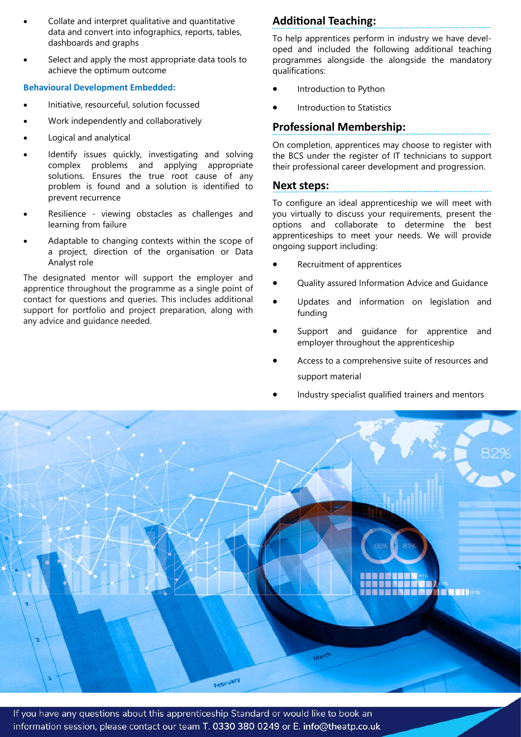- Collate and interpret qualitative and quantitative data and convert into infographics, reports, tables, dashboards and graphs
- Select and apply the most appropriate data tools to achieve the optimum outcome

**Behavioural Development Embedded:**

- Initiative, resourceful, solution focussed
- Work independently and collaboratively
- Logical and analytical
- Identify issues quickly, investigating and solving complex problems and applying appropriate solutions. Ensures the true root cause of any problem is found and a solution is identified to prevent recurrence
- Resilience - viewing obstacles as challenges and learning from failure
- Adaptable to changing contexts within the scope of a project, direction of the organisation or Data Analyst role

The designated mentor will support the employer and apprentice throughout the programme as a single point of contact for questions and queries. This includes additional support for portfolio and project preparation, along with any advice and guidance needed.

## Additional Teaching:

To help apprentices perform in industry we have developed and included the following additional teaching programmes alongside the alongside the mandatory qualifications:

- Introduction to Python
- Introduction to Statistics

## Professional Membership:

On completion, apprentices may choose to register with the BCS under the register of IT technicians to support their professional career development and progression.

## Next steps:

To configure an ideal apprenticeship we will meet with you virtually to discuss your requirements, present the options and collaborate to determine the best apprenticeships to meet your needs. We will provide ongoing support including:

- Recruitment of apprentices
- Quality assured Information Advice and Guidance
- Updates and information on legislation and funding
- Support and guidance for apprentice and employer throughout the apprenticeship
- Access to a comprehensive suite of resources and support material
- Industry specialist qualified trainers and mentors

If you have any questions about this apprenticeship Standard or would like to book an information session, please contact our team T. 0330 380 0249 or E. info@theatp.co.uk